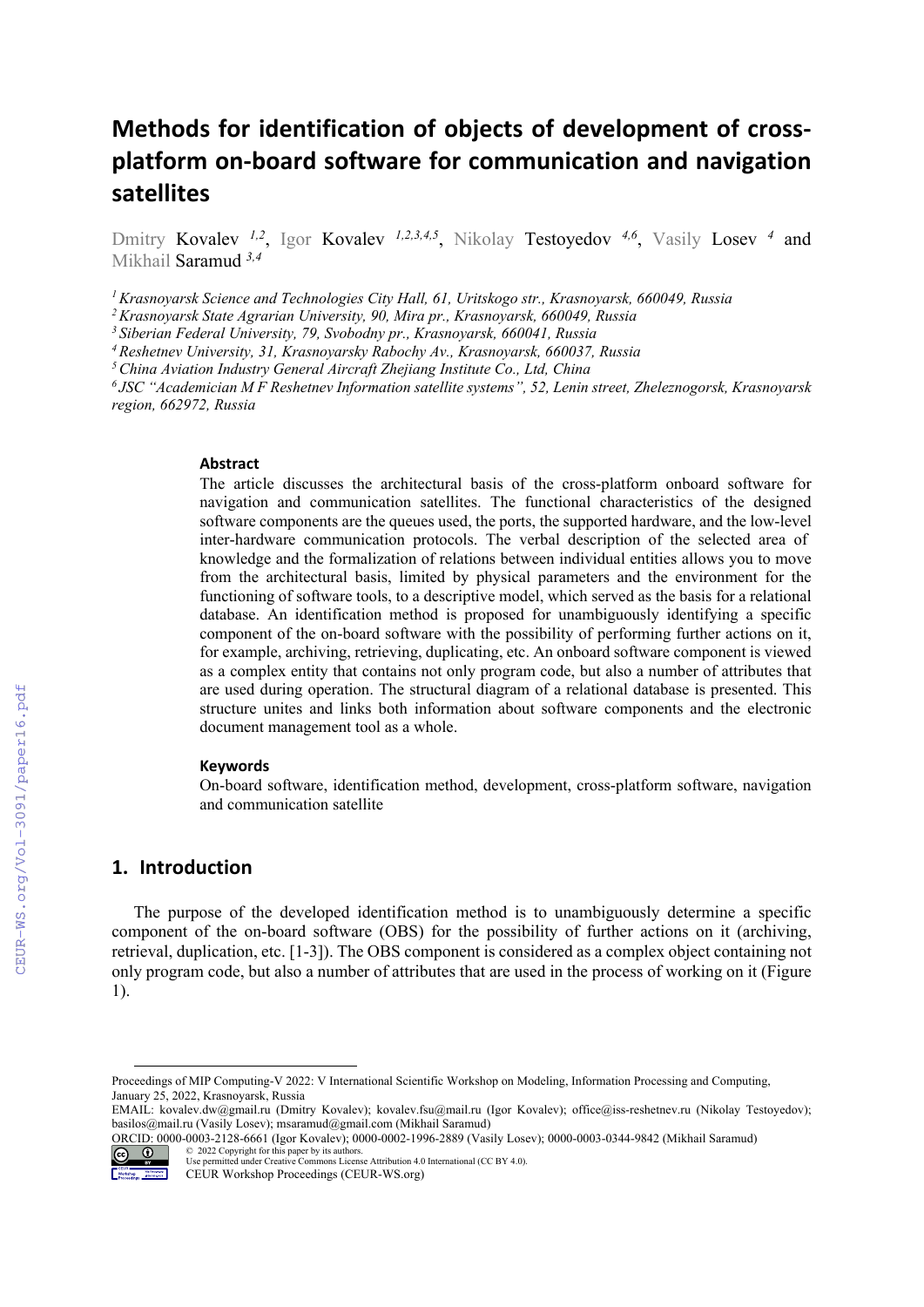# Methods for identification of objects of development of cross-platform on-board software for communication and navigation satellites

Dmitry Kovalev [1,2], Igor Kovalev [1,2,3,4,5], Nikolay Testoyedov [4,6], Vasily Losev [4] and Mikhail Saramud [3,4]

[1] *Krasnoyarsk Science and Technologies City Hall, 61, Uritskogo str., Krasnoyarsk, 660049, Russia*
[2] *Krasnoyarsk State Agrarian University, 90, Mira pr., Krasnoyarsk, 660049, Russia*
[3] *Siberian Federal University, 79, Svobodny pr., Krasnoyarsk, 660041, Russia*
[4] *Reshetnev University, 31, Krasnoyarsky Rabochy Av., Krasnoyarsk, 660037, Russia*
[5] *China Aviation Industry General Aircraft Zhejiang Institute Co., Ltd, China*
[6] *JSC "Academician M F Reshetnev Information satellite systems", 52, Lenin street, Zheleznogorsk, Krasnoyarsk region, 662972, Russia*

### Abstract

The article discusses the architectural basis of the cross-platform onboard software for navigation and communication satellites. The functional characteristics of the designed software components are the queues used, the ports, the supported hardware, and the low-level inter-hardware communication protocols. The verbal description of the selected area of knowledge and the formalization of relations between individual entities allows you to move from the architectural basis, limited by physical parameters and the environment for the functioning of software tools, to a descriptive model, which served as the basis for a relational database. An identification method is proposed for unambiguously identifying a specific component of the on-board software with the possibility of performing further actions on it, for example, archiving, retrieving, duplicating, etc. An onboard software component is viewed as a complex entity that contains not only program code, but also a number of attributes that are used during operation. The structural diagram of a relational database is presented. This structure unites and links both information about software components and the electronic document management tool as a whole.

### Keywords

On-board software, identification method, development, cross-platform software, navigation and communication satellite

## 1. Introduction

The purpose of the developed identification method is to unambiguously determine a specific component of the on-board software (OBS) for the possibility of further actions on it (archiving, retrieval, duplication, etc. [1-3]). The OBS component is considered as a complex object containing not only program code, but also a number of attributes that are used in the process of working on it (Figure 1).

---

Proceedings of MIP Computing-V 2022: V International Scientific Workshop on Modeling, Information Processing and Computing, January 25, 2022, Krasnoyarsk, Russia

EMAIL: kovalev.dw@gmail.ru (Dmitry Kovalev); kovalev.fsu@mail.ru (Igor Kovalev); office@iss-reshetnev.ru (Nikolay Testoyedov); basilos@mail.ru (Vasily Losev); msaramud@gmail.com (Mikhail Saramud)

ORCID: 0000-0003-2128-6661 (Igor Kovalev); 0000-0002-1996-2889 (Vasily Losev); 0000-0003-0344-9842 (Mikhail Saramud)

© 2022 Copyright for this paper by its authors.
Use permitted under Creative Commons License Attribution 4.0 International (CC BY 4.0).
CEUR Workshop Proceedings (CEUR-WS.org)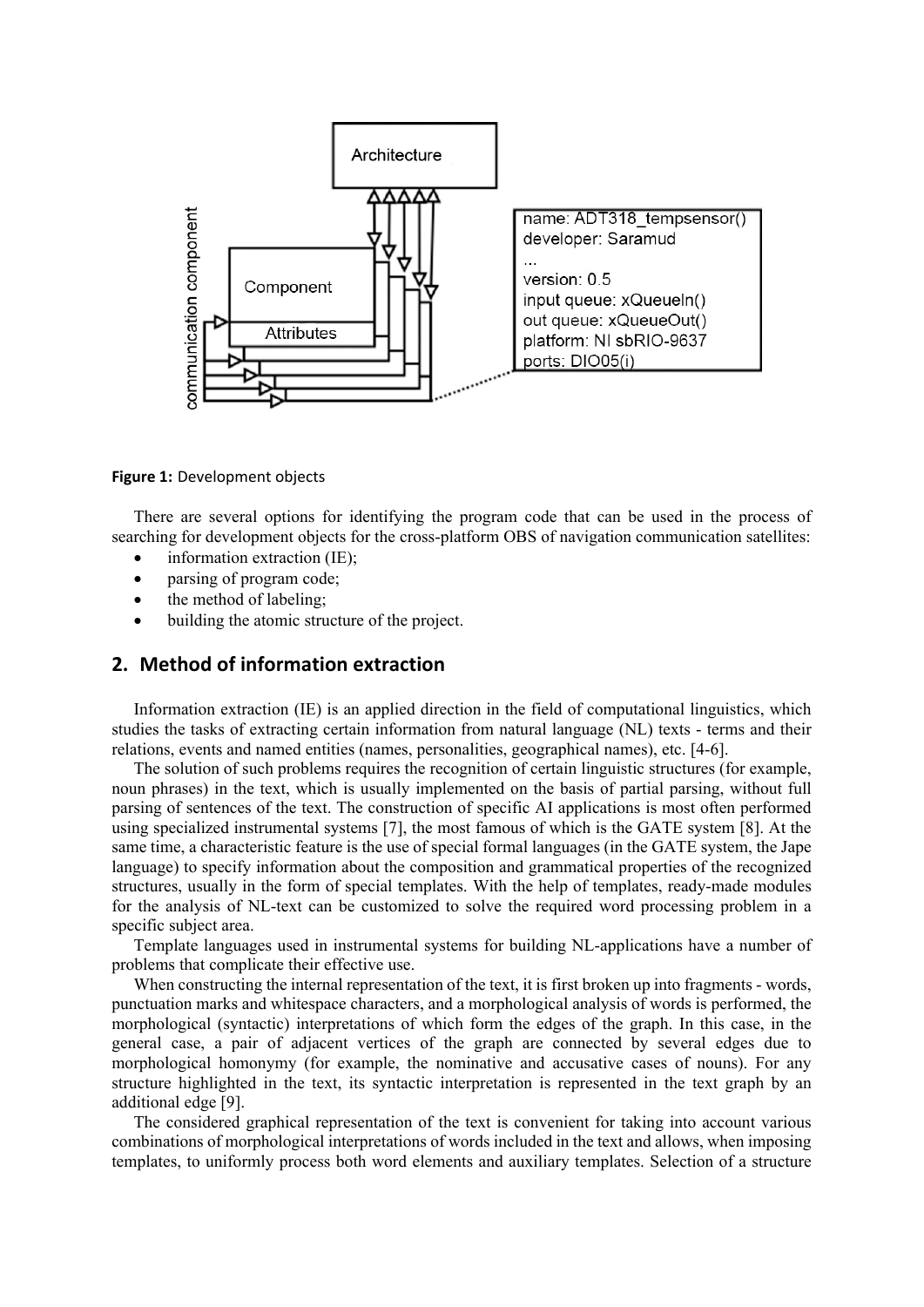**Figure 1:** Development objects

There are several options for identifying the program code that can be used in the process of searching for development objects for the cross-platform OBS of navigation communication satellites:

- information extraction (IE);
- parsing of program code;
- the method of labeling;
- building the atomic structure of the project.

## 2. Method of information extraction

Information extraction (IE) is an applied direction in the field of computational linguistics, which studies the tasks of extracting certain information from natural language (NL) texts - terms and their relations, events and named entities (names, personalities, geographical names), etc. [4-6].

The solution of such problems requires the recognition of certain linguistic structures (for example, noun phrases) in the text, which is usually implemented on the basis of partial parsing, without full parsing of sentences of the text. The construction of specific AI applications is most often performed using specialized instrumental systems [7], the most famous of which is the GATE system [8]. At the same time, a characteristic feature is the use of special formal languages (in the GATE system, the Jape language) to specify information about the composition and grammatical properties of the recognized structures, usually in the form of special templates. With the help of templates, ready-made modules for the analysis of NL-text can be customized to solve the required word processing problem in a specific subject area.

Template languages used in instrumental systems for building NL-applications have a number of problems that complicate their effective use.

When constructing the internal representation of the text, it is first broken up into fragments - words, punctuation marks and whitespace characters, and a morphological analysis of words is performed, the morphological (syntactic) interpretations of which form the edges of the graph. In this case, in the general case, a pair of adjacent vertices of the graph are connected by several edges due to morphological homonymy (for example, the nominative and accusative cases of nouns). For any structure highlighted in the text, its syntactic interpretation is represented in the text graph by an additional edge [9].

The considered graphical representation of the text is convenient for taking into account various combinations of morphological interpretations of words included in the text and allows, when imposing templates, to uniformly process both word elements and auxiliary templates. Selection of a structure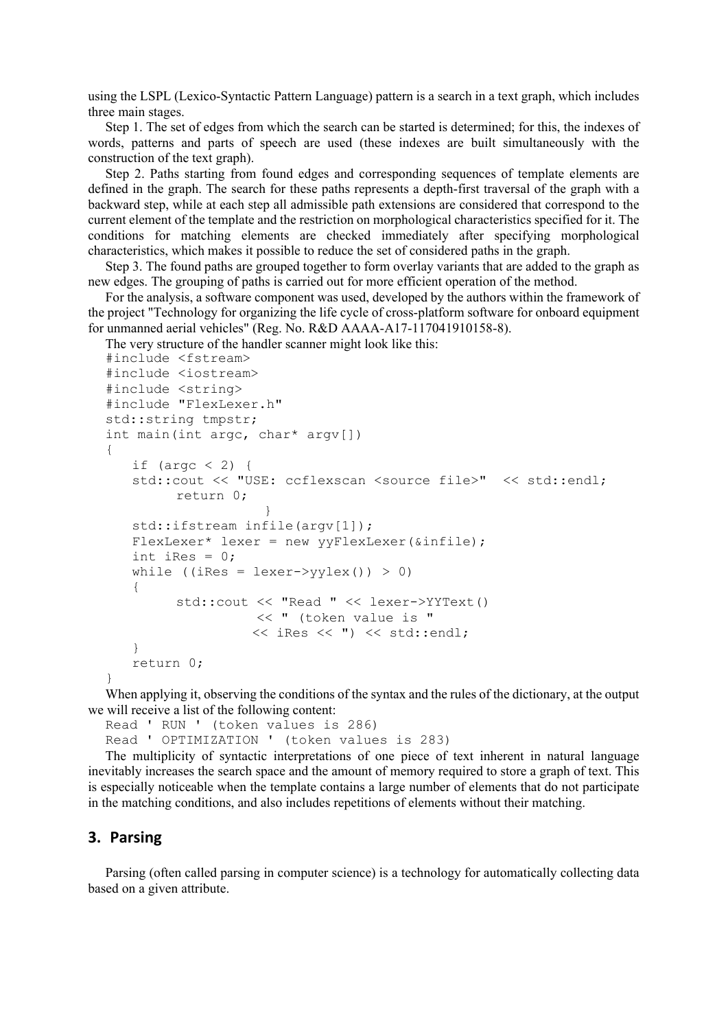using the LSPL (Lexico-Syntactic Pattern Language) pattern is a search in a text graph, which includes three main stages.

Step 1. The set of edges from which the search can be started is determined; for this, the indexes of words, patterns and parts of speech are used (these indexes are built simultaneously with the construction of the text graph).

Step 2. Paths starting from found edges and corresponding sequences of template elements are defined in the graph. The search for these paths represents a depth-first traversal of the graph with a backward step, while at each step all admissible path extensions are considered that correspond to the current element of the template and the restriction on morphological characteristics specified for it. The conditions for matching elements are checked immediately after specifying morphological characteristics, which makes it possible to reduce the set of considered paths in the graph.

Step 3. The found paths are grouped together to form overlay variants that are added to the graph as new edges. The grouping of paths is carried out for more efficient operation of the method.

For the analysis, a software component was used, developed by the authors within the framework of the project "Technology for organizing the life cycle of cross-platform software for onboard equipment for unmanned aerial vehicles" (Reg. No. R&D AAAA-A17-117041910158-8).

The very structure of the handler scanner might look like this:

```
#include <fstream>
#include <iostream>
#include <string>
#include "FlexLexer.h"
std::string tmpstr;
int main(int argc, char* argv[])
{
   if (argc < 2) {
   std::cout << "USE: ccflexscan <source file>"  << std::endl;
         return 0;
                    }
   std::ifstream infile(argv[1]);
   FlexLexer* lexer = new yyFlexLexer(&infile);
   int iRes = 0;
   while ((iRes = lexer->yylex()) > 0)
   {
         std::cout << "Read " << lexer->YYText()
                    << " (token value is "
                   << iRes << ") << std::endl;
   }
   return 0;
}
```

When applying it, observing the conditions of the syntax and the rules of the dictionary, at the output we will receive a list of the following content:

```
Read ' RUN ' (token values is 286)
Read ' OPTIMIZATION ' (token values is 283)
```

The multiplicity of syntactic interpretations of one piece of text inherent in natural language inevitably increases the search space and the amount of memory required to store a graph of text. This is especially noticeable when the template contains a large number of elements that do not participate in the matching conditions, and also includes repetitions of elements without their matching.

## 3. Parsing

Parsing (often called parsing in computer science) is a technology for automatically collecting data based on a given attribute.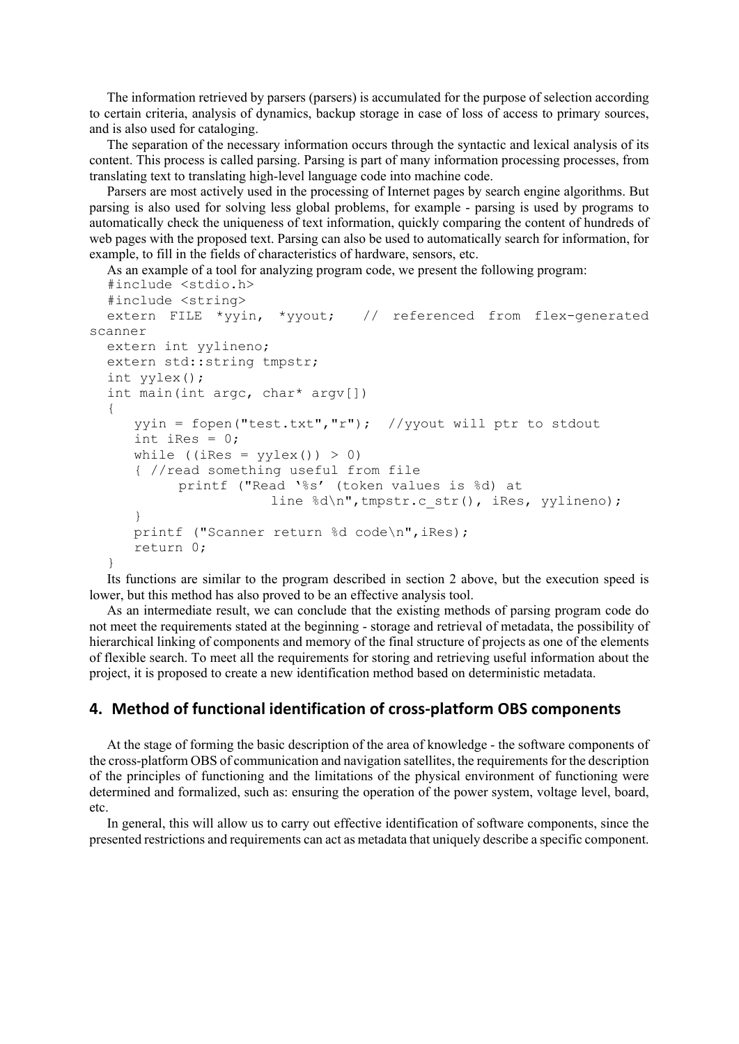The information retrieved by parsers (parsers) is accumulated for the purpose of selection according to certain criteria, analysis of dynamics, backup storage in case of loss of access to primary sources, and is also used for cataloging.

The separation of the necessary information occurs through the syntactic and lexical analysis of its content. This process is called parsing. Parsing is part of many information processing processes, from translating text to translating high-level language code into machine code.

Parsers are most actively used in the processing of Internet pages by search engine algorithms. But parsing is also used for solving less global problems, for example - parsing is used by programs to automatically check the uniqueness of text information, quickly comparing the content of hundreds of web pages with the proposed text. Parsing can also be used to automatically search for information, for example, to fill in the fields of characteristics of hardware, sensors, etc.

As an example of a tool for analyzing program code, we present the following program:

```
#include <stdio.h>
#include <string>
extern FILE *yyin, *yyout;   // referenced from flex-generated scanner
extern int yylineno;
extern std::string tmpstr;
int yylex();
int main(int argc, char* argv[])
{
   yyin = fopen("test.txt","r");  //yyout will ptr to stdout
   int iRes = 0;
   while ((iRes = yylex()) > 0)
   { //read something useful from file
        printf ("Read '%s' (token values is %d) at
                  line %d\n",tmpstr.c_str(), iRes, yylineno);
   }
   printf ("Scanner return %d code\n",iRes);
   return 0;
}
```

Its functions are similar to the program described in section 2 above, but the execution speed is lower, but this method has also proved to be an effective analysis tool.

As an intermediate result, we can conclude that the existing methods of parsing program code do not meet the requirements stated at the beginning - storage and retrieval of metadata, the possibility of hierarchical linking of components and memory of the final structure of projects as one of the elements of flexible search. To meet all the requirements for storing and retrieving useful information about the project, it is proposed to create a new identification method based on deterministic metadata.

## 4. Method of functional identification of cross-platform OBS components

At the stage of forming the basic description of the area of knowledge - the software components of the cross-platform OBS of communication and navigation satellites, the requirements for the description of the principles of functioning and the limitations of the physical environment of functioning were determined and formalized, such as: ensuring the operation of the power system, voltage level, board, etc.

In general, this will allow us to carry out effective identification of software components, since the presented restrictions and requirements can act as metadata that uniquely describe a specific component.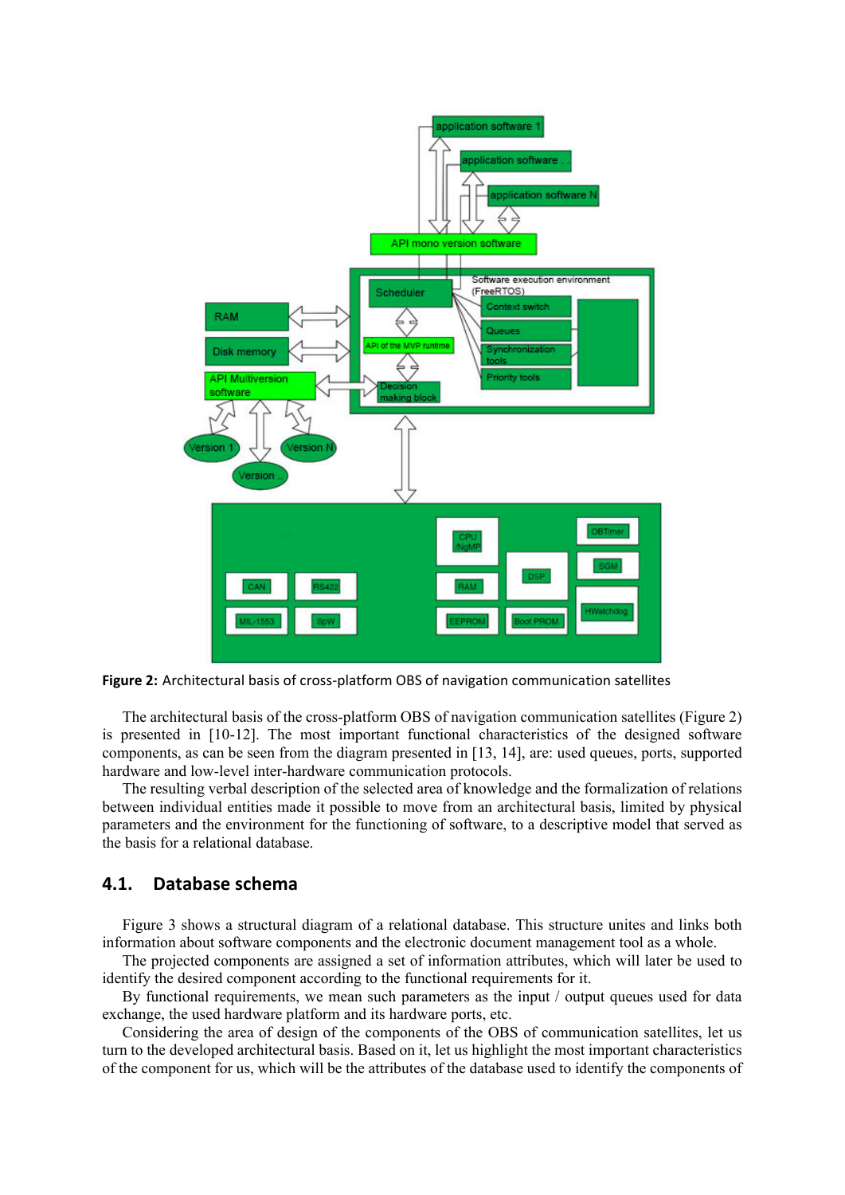**Figure 2:** Architectural basis of cross-platform OBS of navigation communication satellites

The architectural basis of the cross-platform OBS of navigation communication satellites (Figure 2) is presented in [10-12]. The most important functional characteristics of the designed software components, as can be seen from the diagram presented in [13, 14], are: used queues, ports, supported hardware and low-level inter-hardware communication protocols.

The resulting verbal description of the selected area of knowledge and the formalization of relations between individual entities made it possible to move from an architectural basis, limited by physical parameters and the environment for the functioning of software, to a descriptive model that served as the basis for a relational database.

## 4.1. Database schema

Figure 3 shows a structural diagram of a relational database. This structure unites and links both information about software components and the electronic document management tool as a whole.

The projected components are assigned a set of information attributes, which will later be used to identify the desired component according to the functional requirements for it.

By functional requirements, we mean such parameters as the input / output queues used for data exchange, the used hardware platform and its hardware ports, etc.

Considering the area of design of the components of the OBS of communication satellites, let us turn to the developed architectural basis. Based on it, let us highlight the most important characteristics of the component for us, which will be the attributes of the database used to identify the components of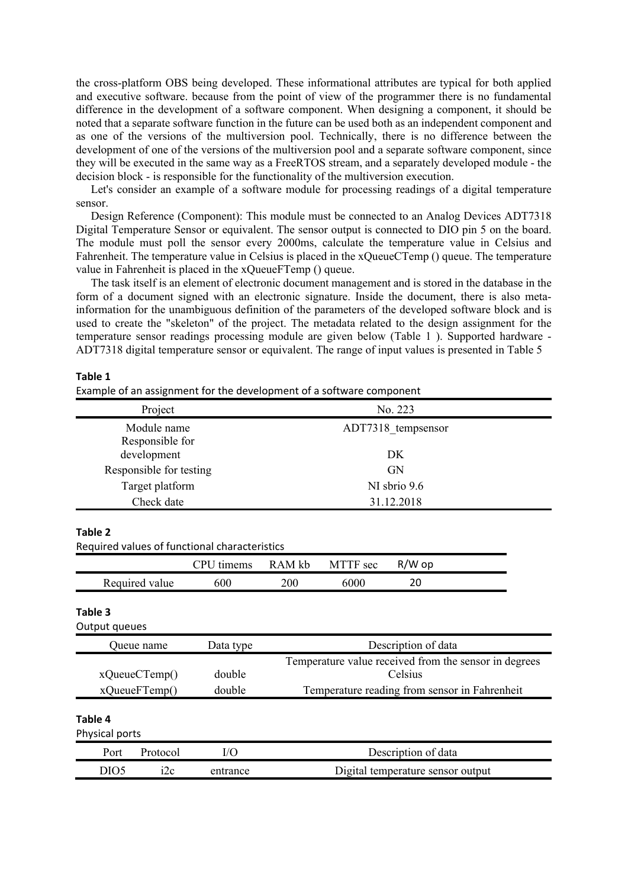the cross-platform OBS being developed. These informational attributes are typical for both applied and executive software. because from the point of view of the programmer there is no fundamental difference in the development of a software component. When designing a component, it should be noted that a separate software function in the future can be used both as an independent component and as one of the versions of the multiversion pool. Technically, there is no difference between the development of one of the versions of the multiversion pool and a separate software component, since they will be executed in the same way as a FreeRTOS stream, and a separately developed module - the decision block - is responsible for the functionality of the multiversion execution.

Let's consider an example of a software module for processing readings of a digital temperature sensor.

Design Reference (Component): This module must be connected to an Analog Devices ADT7318 Digital Temperature Sensor or equivalent. The sensor output is connected to DIO pin 5 on the board. The module must poll the sensor every 2000ms, calculate the temperature value in Celsius and Fahrenheit. The temperature value in Celsius is placed in the xQueueCTemp () queue. The temperature value in Fahrenheit is placed in the xQueueFTemp () queue.

The task itself is an element of electronic document management and is stored in the database in the form of a document signed with an electronic signature. Inside the document, there is also meta-information for the unambiguous definition of the parameters of the developed software block and is used to create the "skeleton" of the project. The metadata related to the design assignment for the temperature sensor readings processing module are given below (Table 1 ). Supported hardware - ADT7318 digital temperature sensor or equivalent. The range of input values is presented in Table 5

**Table 1**
Example of an assignment for the development of a software component

| Project | No. 223 |
|---|---|
| Module name | ADT7318_tempsensor |
| Responsible for development | DK |
| Responsible for testing | GN |
| Target platform | NI sbrio 9.6 |
| Check date | 31.12.2018 |

**Table 2**
Required values of functional characteristics

| | CPU timems | RAM kb | MTTF sec | R/W op |
|---|---|---|---|---|
| Required value | 600 | 200 | 6000 | 20 |

**Table 3**
Output queues

| Queue name | Data type | Description of data |
|---|---|---|
| xQueueCTemp() | double | Temperature value received from the sensor in degrees Celsius |
| xQueueFTemp() | double | Temperature reading from sensor in Fahrenheit |

**Table 4**
Physical ports

| Port | Protocol | I/O | Description of data |
|---|---|---|---|
| DIO5 | i2c | entrance | Digital temperature sensor output |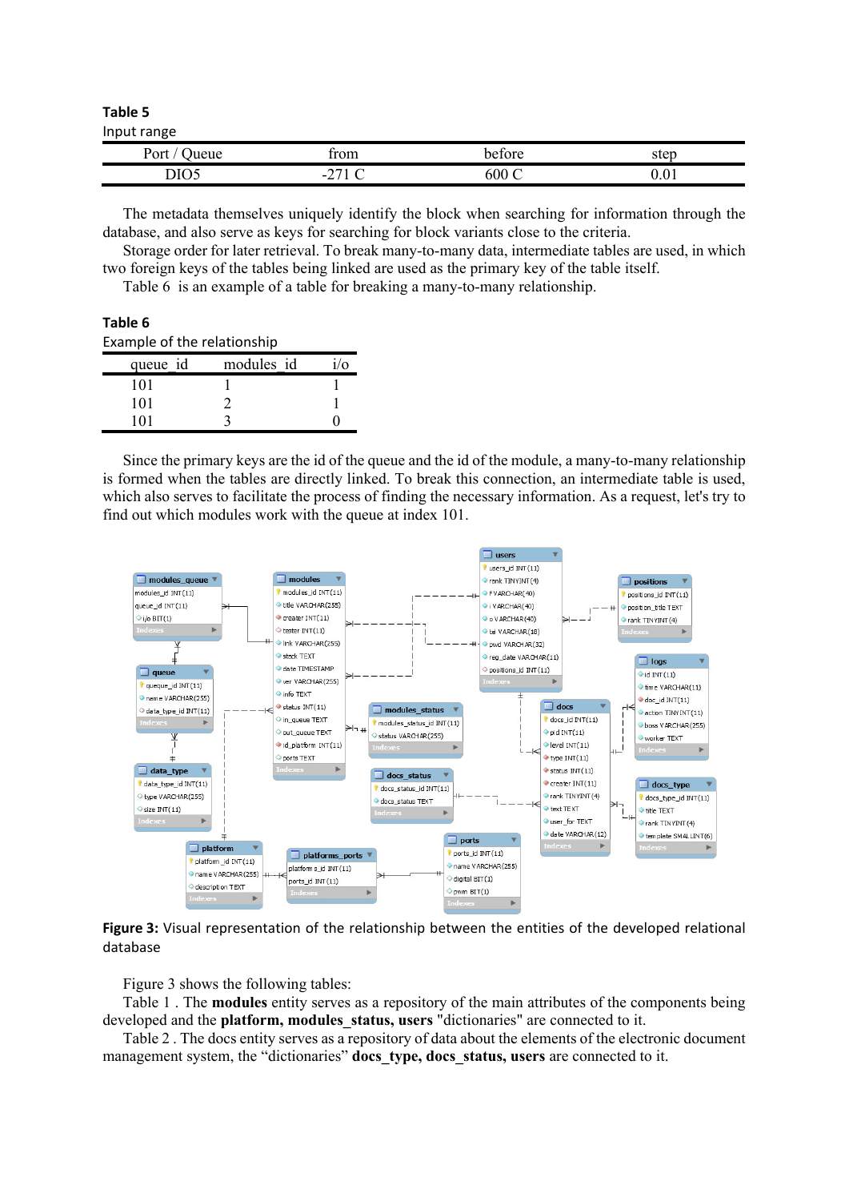**Table 5**

Input range

| Port / Queue | from | before | step |
|---|---|---|---|
| DIO5 | -271 C | 600 C | 0.01 |

The metadata themselves uniquely identify the block when searching for information through the database, and also serve as keys for searching for block variants close to the criteria.

Storage order for later retrieval. To break many-to-many data, intermediate tables are used, in which two foreign keys of the tables being linked are used as the primary key of the table itself.

Table 6 is an example of a table for breaking a many-to-many relationship.

**Table 6**

Example of the relationship

| queue_id | modules_id | i/o |
|---|---|---|
| 101 | 1 | 1 |
| 101 | 2 | 1 |
| 101 | 3 | 0 |

Since the primary keys are the id of the queue and the id of the module, a many-to-many relationship is formed when the tables are directly linked. To break this connection, an intermediate table is used, which also serves to facilitate the process of finding the necessary information. As a request, let's try to find out which modules work with the queue at index 101.

**Figure 3:** Visual representation of the relationship between the entities of the developed relational database

Figure 3 shows the following tables:

Table 1 . The **modules** entity serves as a repository of the main attributes of the components being developed and the **platform, modules_status, users** "dictionaries" are connected to it.

Table 2 . The docs entity serves as a repository of data about the elements of the electronic document management system, the "dictionaries" **docs_type, docs_status, users** are connected to it.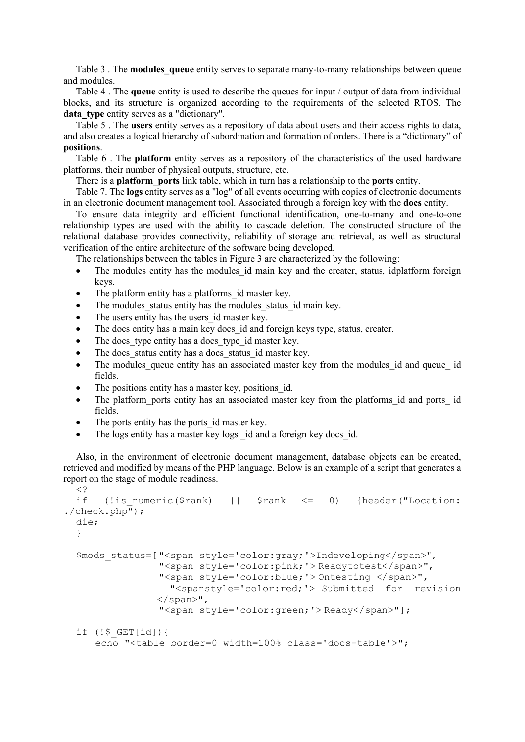Table 3 . The **modules_queue** entity serves to separate many-to-many relationships between queue and modules.

Table 4 . The **queue** entity is used to describe the queues for input / output of data from individual blocks, and its structure is organized according to the requirements of the selected RTOS. The **data_type** entity serves as a "dictionary".

Table 5 . The **users** entity serves as a repository of data about users and their access rights to data, and also creates a logical hierarchy of subordination and formation of orders. There is a "dictionary" of **positions**.

Table 6 . The **platform** entity serves as a repository of the characteristics of the used hardware platforms, their number of physical outputs, structure, etc.

There is a **platform_ports** link table, which in turn has a relationship to the **ports** entity.

Table 7. The **logs** entity serves as a "log" of all events occurring with copies of electronic documents in an electronic document management tool. Associated through a foreign key with the **docs** entity.

To ensure data integrity and efficient functional identification, one-to-many and one-to-one relationship types are used with the ability to cascade deletion. The constructed structure of the relational database provides connectivity, reliability of storage and retrieval, as well as structural verification of the entire architecture of the software being developed.

The relationships between the tables in Figure 3 are characterized by the following:

- The modules entity has the modules_id main key and the creater, status, idplatform foreign keys.
- The platform entity has a platforms_id master key.
- The modules_status entity has the modules_status_id main key.
- The users entity has the users_id master key.
- The docs entity has a main key docs_id and foreign keys type, status, creater.
- The docs_type entity has a docs_type_id master key.
- The docs_status entity has a docs_status_id master key.
- The modules_queue entity has an associated master key from the modules_id and queue_ id fields.
- The positions entity has a master key, positions_id.
- The platform_ports entity has an associated master key from the platforms_id and ports_ id fields.
- The ports entity has the ports_id master key.
- The logs entity has a master key logs _id and a foreign key docs_id.

Also, in the environment of electronic document management, database objects can be created, retrieved and modified by means of the PHP language. Below is an example of a script that generates a report on the stage of module readiness.

```
<?
if (!is_numeric($rank) || $rank <= 0) {header("Location: ./check.php");
die;
}

$mods_status=["<span style='color:gray;'>Indeveloping</span>",
              "<span style='color:pink;'>Readytotest</span>",
              "<span style='color:blue;'>Ontesting </span>",
                "<spanstyle='color:red;'> Submitted for revision </span>",
              "<span style='color:green;'>Ready</span>"];

if (!$_GET[id]){
   echo "<table border=0 width=100% class='docs-table'>";
```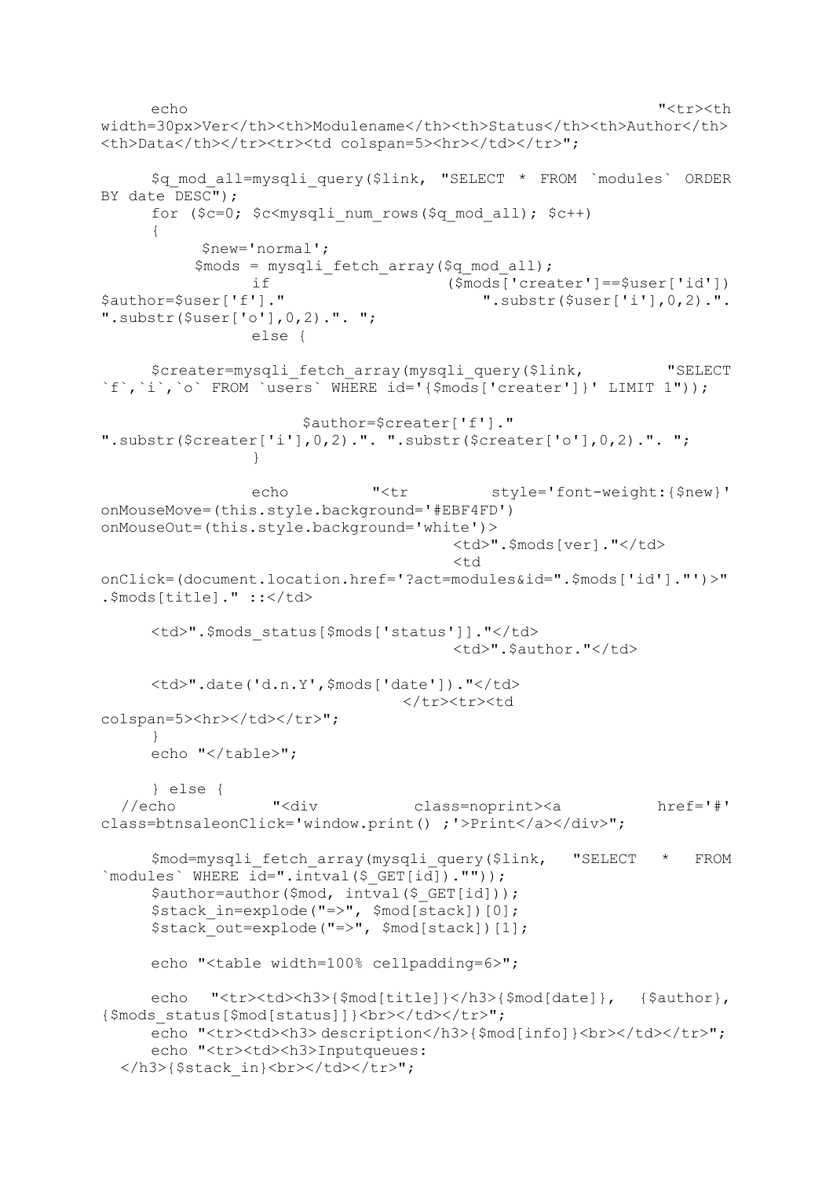```php
	echo                                                 "<tr><th width=30px>Ver</th><th>Modulename</th><th>Status</th><th>Author</th><th>Data</th></tr><tr><td colspan=5><hr></td></tr>";

	$q_mod_all=mysqli_query($link, "SELECT * FROM `modules` ORDER BY date DESC");
	for ($c=0; $c<mysqli_num_rows($q_mod_all); $c++)
	{
		 $new='normal';
		$mods = mysqli_fetch_array($q_mod_all);
			if                    ($mods['creater']==$user['id'])
$author=$user['f']."                         ".substr($user['i'],0,2).". ".substr($user['o'],0,2).". ";
			else {

	$creater=mysqli_fetch_array(mysqli_query($link,          "SELECT `f`,`i`,`o` FROM `users` WHERE id='{$mods['creater']}' LIMIT 1"));

				$author=$creater['f']." ".substr($creater['i'],0,2).". ".substr($creater['o'],0,2).". ";
			}

			echo         "<tr         style='font-weight:{$new}' onMouseMove=(this.style.background='#EBF4FD') onMouseOut=(this.style.background='white')>
							<td>".$mods[ver]."</td>
							<td onClick=(document.location.href='?act=modules&id=".$mods['id']."')>".$mods[title]." ::</td>

	<td>".$mods_status[$mods['status']]."</td>
							<td>".$author."</td>

	<td>".date('d.n.Y',$mods['date'])."</td>
						</tr><tr><td colspan=5><hr></td></tr>";
	}
	echo "</table>";

	} else {
  //echo          "<div          class=noprint><a          href='#' class=btnsaleonClick='window.print() ;'>Print</a></div>";

	$mod=mysqli_fetch_array(mysqli_query($link,  "SELECT  *  FROM `modules` WHERE id=".intval($_GET[id]).""));
	$author=author($mod, intval($_GET[id]));
	$stack_in=explode("=>", $mod[stack])[0];
	$stack_out=explode("=>", $mod[stack])[1];

	echo "<table width=100% cellpadding=6>";

	echo  "<tr><td><h3>{$mod[title]}</h3>{$mod[date]},  {$author}, {$mods_status[$mod[status]]}<br></td></tr>";
	echo "<tr><td><h3> description</h3>{$mod[info]}<br></td></tr>";
	echo "<tr><td><h3>Inputqueues:
  </h3>{$stack_in}<br></td></tr>";
```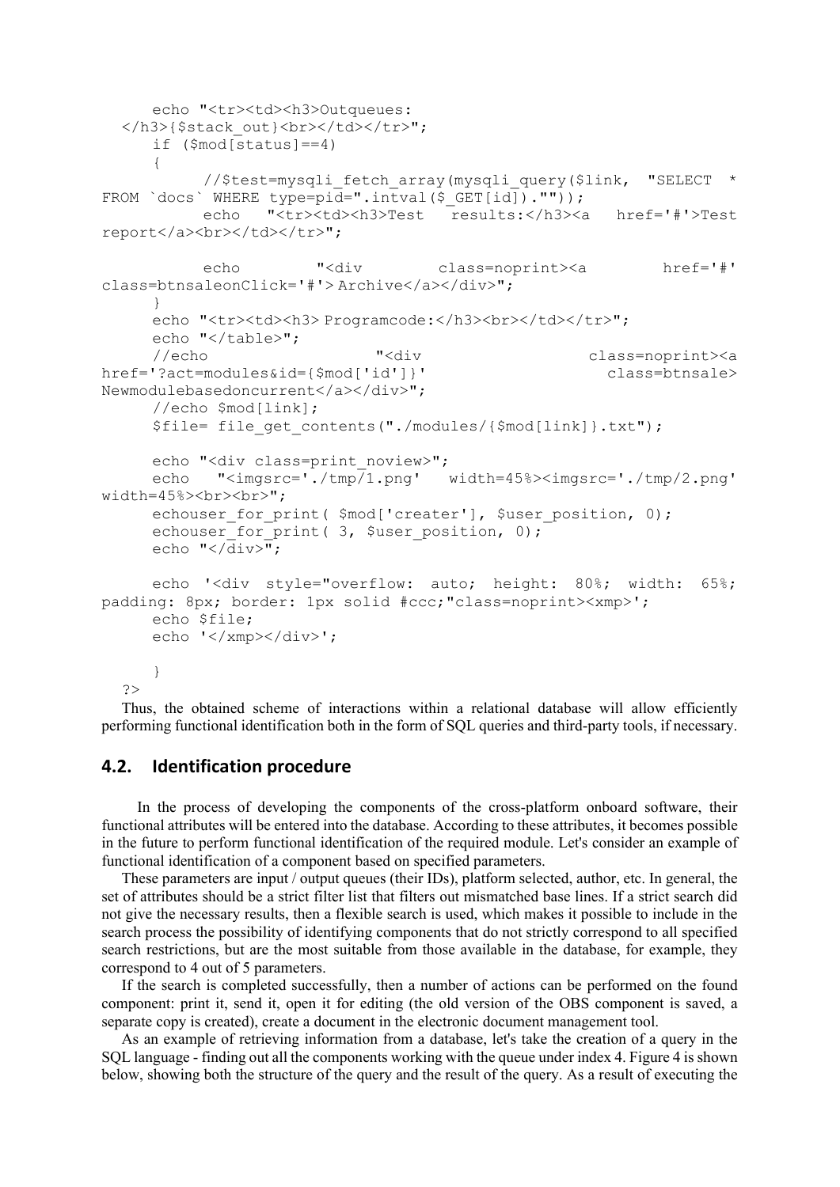```
    echo "<tr><td><h3>Outqueues:
</h3>{$stack_out}<br></td></tr>";
    if ($mod[status]==4)
    {
        //$test=mysqli_fetch_array(mysqli_query($link, "SELECT *
FROM `docs` WHERE type=pid=".intval($_GET[id]).""));
        echo  "<tr><td><h3>Test  results:</h3><a  href='#'>Test
report</a><br></td></tr>";

        echo     "<div     class=noprint><a     href='#'
class=btnsaleonClick='#'> Archive</a></div>";
    }
    echo "<tr><td><h3> Programcode:</h3><br></td></tr>";
    echo "</table>";
    //echo            "<div            class=noprint><a
href='?act=modules&id={$mod['id']}'         class=btnsale>
Newmodulebasedoncurrent</a></div>";
    //echo $mod[link];
    $file= file_get_contents("./modules/{$mod[link]}.txt");

    echo "<div class=print_noview>";
    echo  "<imgsrc='./tmp/1.png'  width=45%><imgsrc='./tmp/2.png'
width=45%><br><br>";
    echouser_for_print( $mod['creater'], $user_position, 0);
    echouser_for_print( 3, $user_position, 0);
    echo "</div>";

    echo '<div style="overflow: auto; height: 80%; width: 65%;
padding: 8px; border: 1px solid #ccc;"class=noprint><xmp>';
    echo $file;
    echo '</xmp></div>';

    }
?>
```

Thus, the obtained scheme of interactions within a relational database will allow efficiently performing functional identification both in the form of SQL queries and third-party tools, if necessary.

## 4.2. Identification procedure

In the process of developing the components of the cross-platform onboard software, their functional attributes will be entered into the database. According to these attributes, it becomes possible in the future to perform functional identification of the required module. Let's consider an example of functional identification of a component based on specified parameters.

These parameters are input / output queues (their IDs), platform selected, author, etc. In general, the set of attributes should be a strict filter list that filters out mismatched base lines. If a strict search did not give the necessary results, then a flexible search is used, which makes it possible to include in the search process the possibility of identifying components that do not strictly correspond to all specified search restrictions, but are the most suitable from those available in the database, for example, they correspond to 4 out of 5 parameters.

If the search is completed successfully, then a number of actions can be performed on the found component: print it, send it, open it for editing (the old version of the OBS component is saved, a separate copy is created), create a document in the electronic document management tool.

As an example of retrieving information from a database, let's take the creation of a query in the SQL language - finding out all the components working with the queue under index 4. Figure 4 is shown below, showing both the structure of the query and the result of the query. As a result of executing the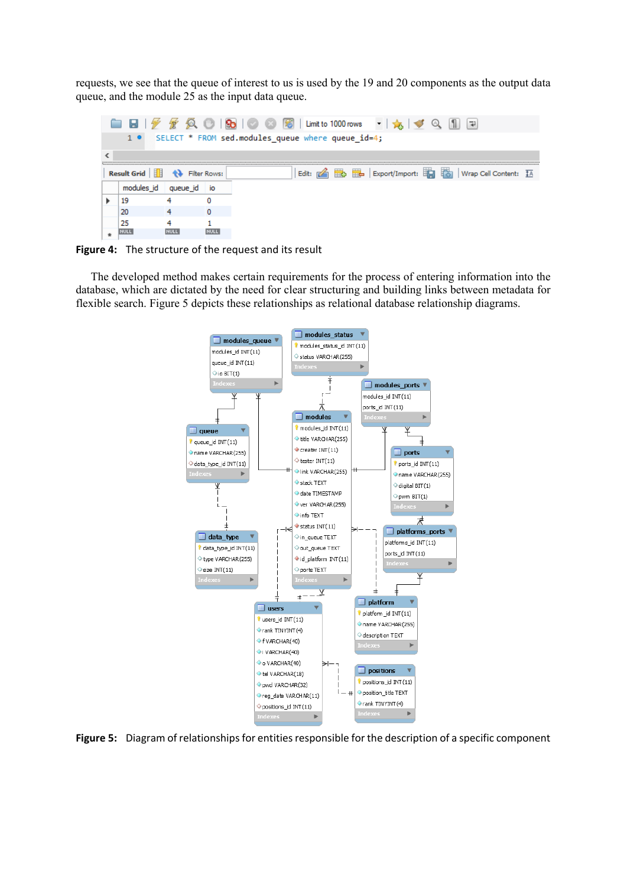requests, we see that the queue of interest to us is used by the 19 and 20 components as the output data queue, and the module 25 as the input data queue.

```
SELECT * FROM sed.modules_queue where queue_id=4;
```

| modules_id | queue_id | io |
|---|---|---|
| 19 | 4 | 0 |
| 20 | 4 | 0 |
| 25 | 4 | 1 |
| NULL | NULL | NULL |

**Figure 4:** The structure of the request and its result

The developed method makes certain requirements for the process of entering information into the database, which are dictated by the need for clear structuring and building links between metadata for flexible search. Figure 5 depicts these relationships as relational database relationship diagrams.

**Figure 5:** Diagram of relationships for entities responsible for the description of a specific component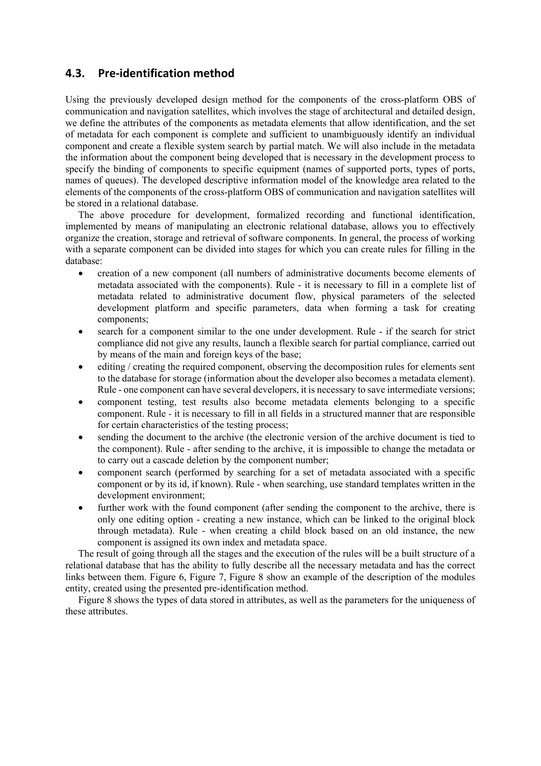## 4.3. Pre-identification method

Using the previously developed design method for the components of the cross-platform OBS of communication and navigation satellites, which involves the stage of architectural and detailed design, we define the attributes of the components as metadata elements that allow identification, and the set of metadata for each component is complete and sufficient to unambiguously identify an individual component and create a flexible system search by partial match. We will also include in the metadata the information about the component being developed that is necessary in the development process to specify the binding of components to specific equipment (names of supported ports, types of ports, names of queues). The developed descriptive information model of the knowledge area related to the elements of the components of the cross-platform OBS of communication and navigation satellites will be stored in a relational database.

The above procedure for development, formalized recording and functional identification, implemented by means of manipulating an electronic relational database, allows you to effectively organize the creation, storage and retrieval of software components. In general, the process of working with a separate component can be divided into stages for which you can create rules for filling in the database:

- creation of a new component (all numbers of administrative documents become elements of metadata associated with the components). Rule - it is necessary to fill in a complete list of metadata related to administrative document flow, physical parameters of the selected development platform and specific parameters, data when forming a task for creating components;
- search for a component similar to the one under development. Rule - if the search for strict compliance did not give any results, launch a flexible search for partial compliance, carried out by means of the main and foreign keys of the base;
- editing / creating the required component, observing the decomposition rules for elements sent to the database for storage (information about the developer also becomes a metadata element). Rule - one component can have several developers, it is necessary to save intermediate versions;
- component testing, test results also become metadata elements belonging to a specific component. Rule - it is necessary to fill in all fields in a structured manner that are responsible for certain characteristics of the testing process;
- sending the document to the archive (the electronic version of the archive document is tied to the component). Rule - after sending to the archive, it is impossible to change the metadata or to carry out a cascade deletion by the component number;
- component search (performed by searching for a set of metadata associated with a specific component or by its id, if known). Rule - when searching, use standard templates written in the development environment;
- further work with the found component (after sending the component to the archive, there is only one editing option - creating a new instance, which can be linked to the original block through metadata). Rule - when creating a child block based on an old instance, the new component is assigned its own index and metadata space.

The result of going through all the stages and the execution of the rules will be a built structure of a relational database that has the ability to fully describe all the necessary metadata and has the correct links between them. Figure 6, Figure 7, Figure 8 show an example of the description of the modules entity, created using the presented pre-identification method.

Figure 8 shows the types of data stored in attributes, as well as the parameters for the uniqueness of these attributes.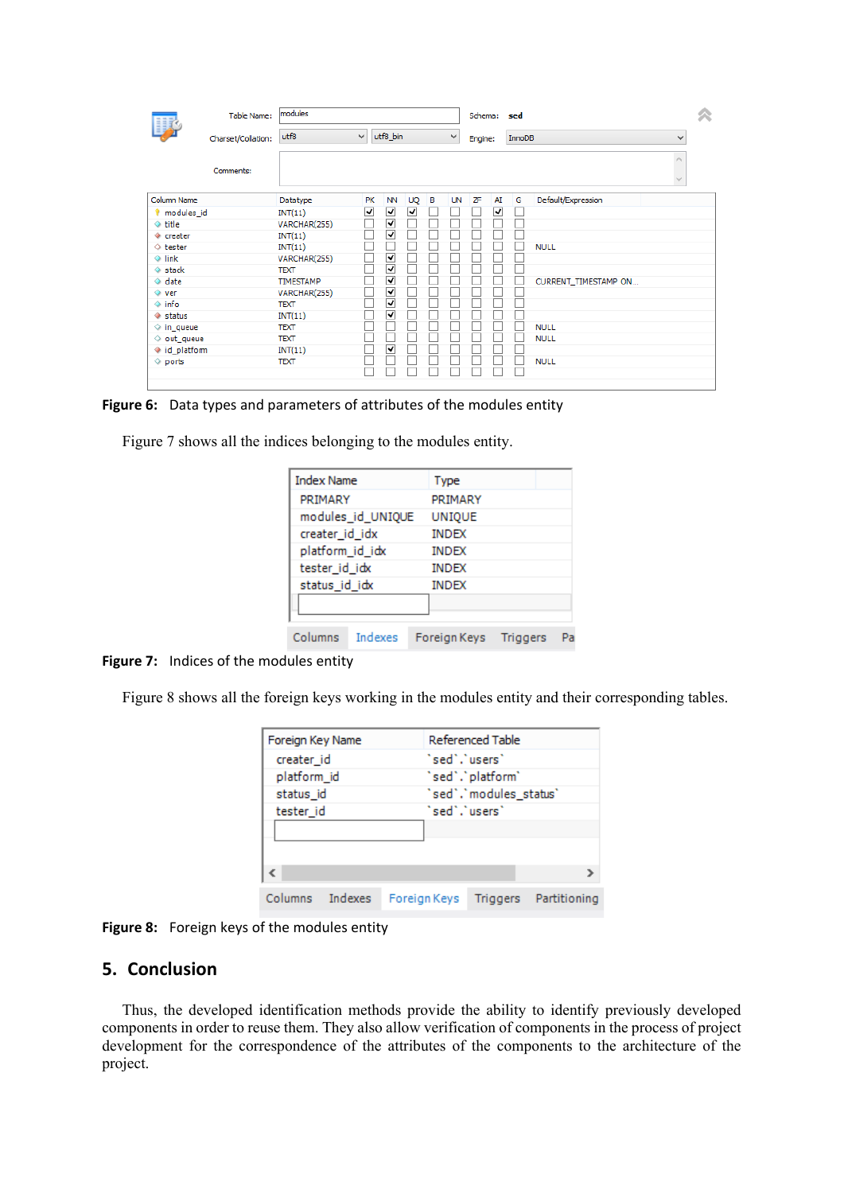Figure 6: Data types and parameters of attributes of the modules entity

Figure 7 shows all the indices belonging to the modules entity.

Figure 7: Indices of the modules entity

Figure 8 shows all the foreign keys working in the modules entity and their corresponding tables.

Figure 8: Foreign keys of the modules entity

## 5. Conclusion

Thus, the developed identification methods provide the ability to identify previously developed components in order to reuse them. They also allow verification of components in the process of project development for the correspondence of the attributes of the components to the architecture of the project.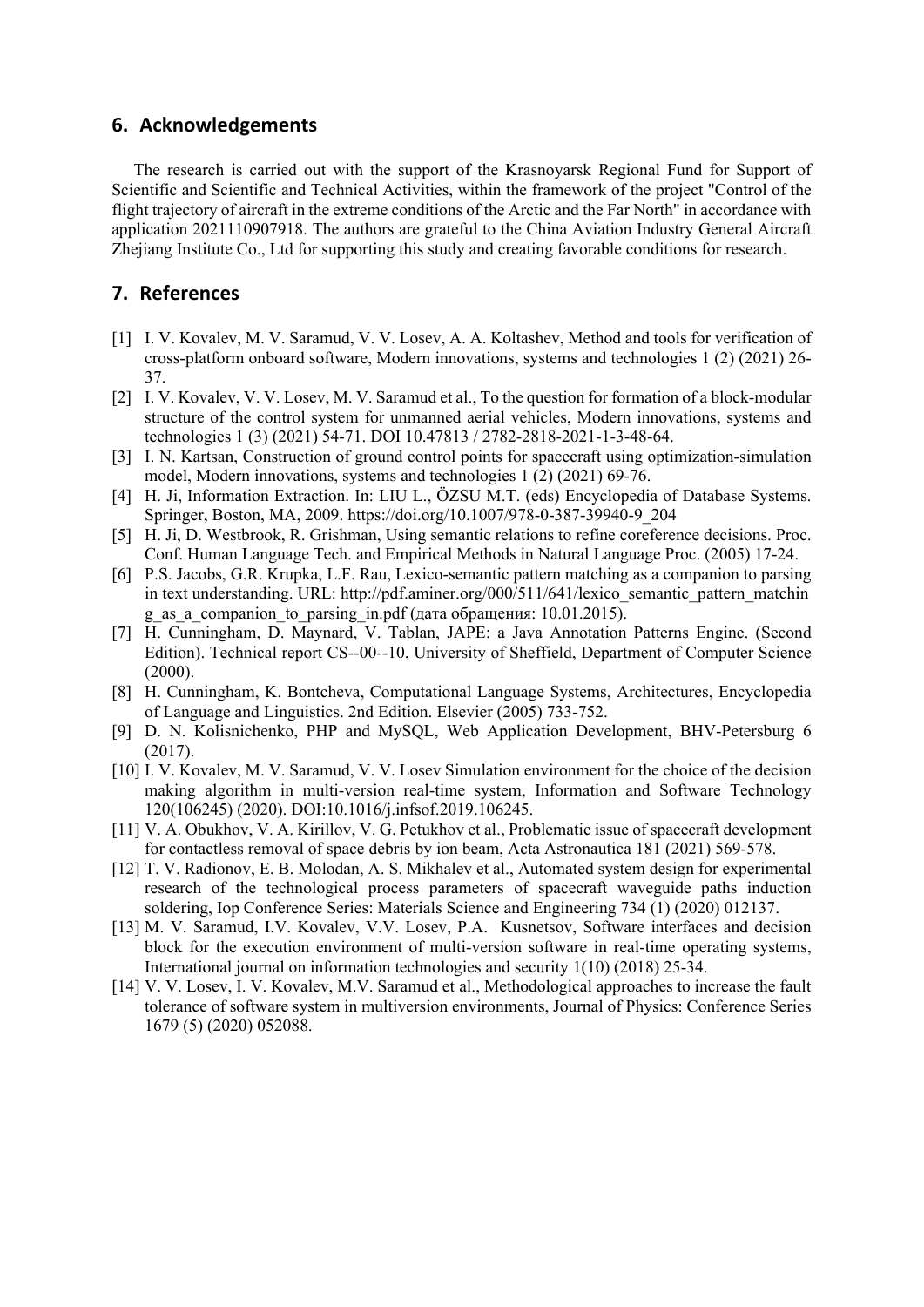## 6. Acknowledgements

The research is carried out with the support of the Krasnoyarsk Regional Fund for Support of Scientific and Scientific and Technical Activities, within the framework of the project "Control of the flight trajectory of aircraft in the extreme conditions of the Arctic and the Far North" in accordance with application 2021110907918. The authors are grateful to the China Aviation Industry General Aircraft Zhejiang Institute Co., Ltd for supporting this study and creating favorable conditions for research.

## 7. References

[1] I. V. Kovalev, M. V. Saramud, V. V. Losev, A. A. Koltashev, Method and tools for verification of cross-platform onboard software, Modern innovations, systems and technologies 1 (2) (2021) 26-37.

[2] I. V. Kovalev, V. V. Losev, M. V. Saramud et al., To the question for formation of a block-modular structure of the control system for unmanned aerial vehicles, Modern innovations, systems and technologies 1 (3) (2021) 54-71. DOI 10.47813 / 2782-2818-2021-1-3-48-64.

[3] I. N. Kartsan, Construction of ground control points for spacecraft using optimization-simulation model, Modern innovations, systems and technologies 1 (2) (2021) 69-76.

[4] H. Ji, Information Extraction. In: LIU L., ÖZSU M.T. (eds) Encyclopedia of Database Systems. Springer, Boston, MA, 2009. https://doi.org/10.1007/978-0-387-39940-9_204

[5] H. Ji, D. Westbrook, R. Grishman, Using semantic relations to refine coreference decisions. Proc. Conf. Human Language Tech. and Empirical Methods in Natural Language Proc. (2005) 17-24.

[6] P.S. Jacobs, G.R. Krupka, L.F. Rau, Lexico-semantic pattern matching as a companion to parsing in text understanding. URL: http://pdf.aminer.org/000/511/641/lexico_semantic_pattern_matching_as_a_companion_to_parsing_in.pdf (дата обращения: 10.01.2015).

[7] H. Cunningham, D. Maynard, V. Tablan, JAPE: a Java Annotation Patterns Engine. (Second Edition). Technical report CS--00--10, University of Sheffield, Department of Computer Science (2000).

[8] H. Cunningham, K. Bontcheva, Computational Language Systems, Architectures, Encyclopedia of Language and Linguistics. 2nd Edition. Elsevier (2005) 733-752.

[9] D. N. Kolisnichenko, PHP and MySQL, Web Application Development, BHV-Petersburg 6 (2017).

[10] I. V. Kovalev, M. V. Saramud, V. V. Losev Simulation environment for the choice of the decision making algorithm in multi-version real-time system, Information and Software Technology 120(106245) (2020). DOI:10.1016/j.infsof.2019.106245.

[11] V. A. Obukhov, V. A. Kirillov, V. G. Petukhov et al., Problematic issue of spacecraft development for contactless removal of space debris by ion beam, Acta Astronautica 181 (2021) 569-578.

[12] T. V. Radionov, E. B. Molodan, A. S. Mikhalev et al., Automated system design for experimental research of the technological process parameters of spacecraft waveguide paths induction soldering, Iop Conference Series: Materials Science and Engineering 734 (1) (2020) 012137.

[13] M. V. Saramud, I.V. Kovalev, V.V. Losev, P.A. Kusnetsov, Software interfaces and decision block for the execution environment of multi-version software in real-time operating systems, International journal on information technologies and security 1(10) (2018) 25-34.

[14] V. V. Losev, I. V. Kovalev, M.V. Saramud et al., Methodological approaches to increase the fault tolerance of software system in multiversion environments, Journal of Physics: Conference Series 1679 (5) (2020) 052088.